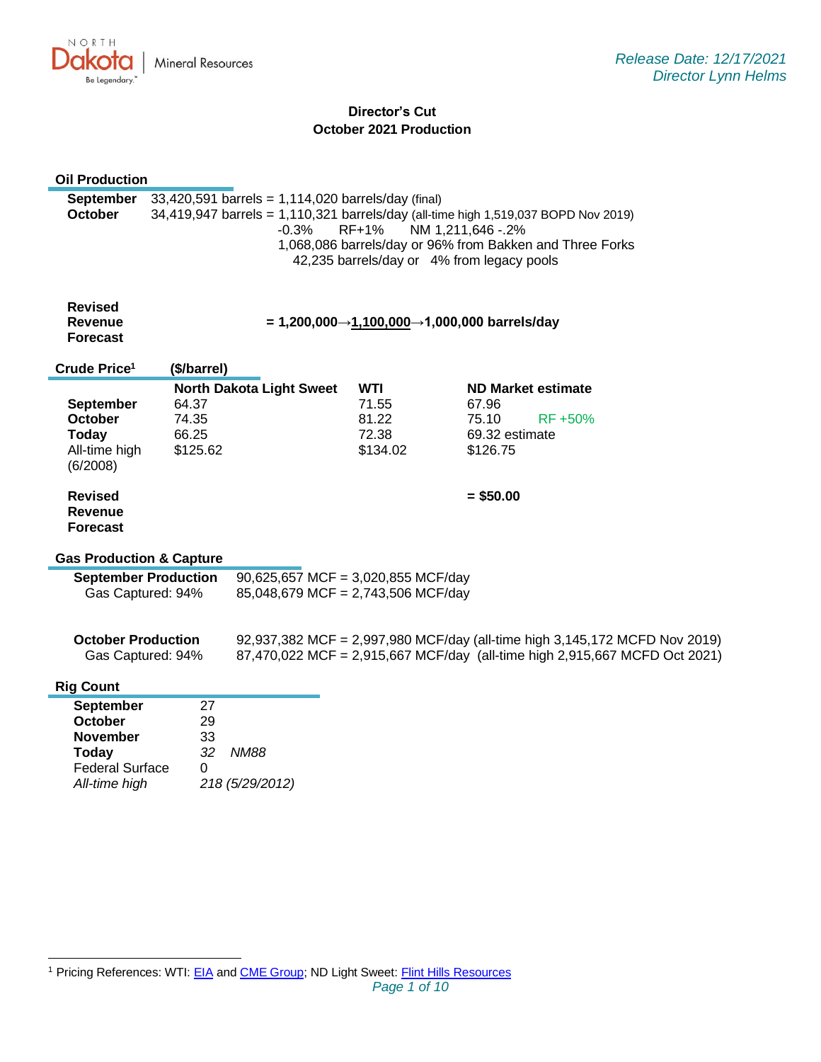Release Date: 12/17/2021
Director Lynn Helms

# Director's Cut
## October 2021 Production

### Oil Production

| | |
|---|---|
| **September** | 33,420,591 barrels = 1,114,020 barrels/day (final) |
| **October** | 34,419,947 barrels = 1,110,321 barrels/day (all-time high 1,519,037 BOPD Nov 2019) |
| | -0.3% RF+1% NM 1,211,646 -.2% |
| | 1,068,086 barrels/day or 96% from Bakken and Three Forks |
| | 42,235 barrels/day or 4% from legacy pools |

**Revised Revenue Forecast** **= 1,200,000→1,100,000→1,000,000 barrels/day**

### Crude Price[1] ($/barrel)

| | North Dakota Light Sweet | WTI | ND Market estimate |
|---|---|---|---|
| **September** | 64.37 | 71.55 | 67.96 |
| **October** | 74.35 | 81.22 | 75.10 RF +50% |
| **Today** | 66.25 | 72.38 | 69.32 estimate |
| All-time high (6/2008) | $125.62 | $134.02 | $126.75 |

**Revised Revenue Forecast** **= $50.00**

### Gas Production & Capture

| | |
|---|---|
| **September Production** | 90,625,657 MCF = 3,020,855 MCF/day |
| Gas Captured: 94% | 85,048,679 MCF = 2,743,506 MCF/day |
| **October Production** | 92,937,382 MCF = 2,997,980 MCF/day (all-time high 3,145,172 MCFD Nov 2019) |
| Gas Captured: 94% | 87,470,022 MCF = 2,915,667 MCF/day (all-time high 2,915,667 MCFD Oct 2021) |

### Rig Count

| | |
|---|---|
| **September** | 27 |
| **October** | 29 |
| **November** | 33 |
| **Today** | *32 NM88* |
| Federal Surface | 0 |
| *All-time high* | *218 (5/29/2012)* |

[1] Pricing References: WTI: EIA and CME Group; ND Light Sweet: Flint Hills Resources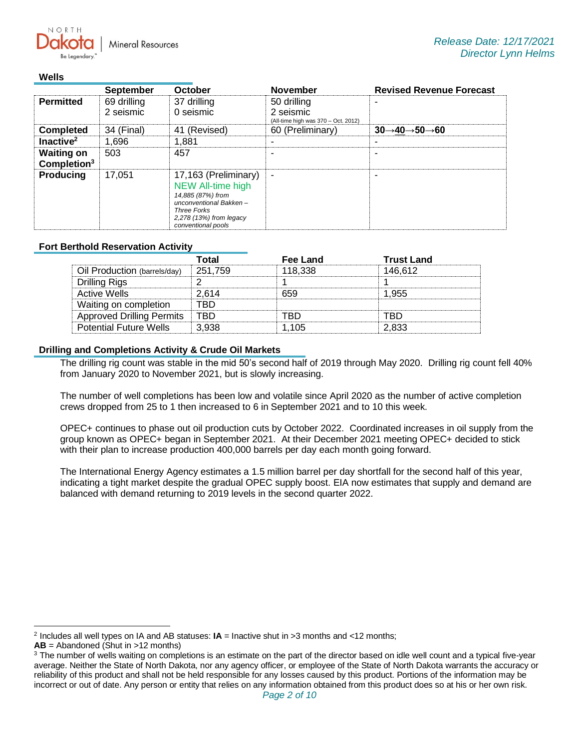Release Date: 12/17/2021
Director Lynn Helms

## Wells

| | September | October | November | Revised Revenue Forecast |
|---|---|---|---|---|
| **Permitted** | 69 drilling<br>2 seismic | 37 drilling<br>0 seismic | 50 drilling<br>2 seismic<br>(All-time high was 370 – Oct. 2012) | - |
| **Completed** | 34 (Final) | 41 (Revised) | 60 (Preliminary) | **30→40→50→60** |
| **Inactive[2]** | 1,696 | 1,881 | - | - |
| **Waiting on Completion[3]** | 503 | 457 | - | - |
| **Producing** | 17,051 | 17,163 (Preliminary)<br>NEW All-time high<br>*14,885 (87%) from unconventional Bakken – Three Forks*<br>*2,278 (13%) from legacy conventional pools* | - | - |

## Fort Berthold Reservation Activity

| | Total | Fee Land | Trust Land |
|---|---|---|---|
| Oil Production (barrels/day) | 251,759 | 118,338 | 146,612 |
| Drilling Rigs | 2 | 1 | 1 |
| Active Wells | 2,614 | 659 | 1,955 |
| Waiting on completion | TBD | | |
| Approved Drilling Permits | TBD | TBD | TBD |
| Potential Future Wells | 3,938 | 1,105 | 2,833 |

## Drilling and Completions Activity & Crude Oil Markets

The drilling rig count was stable in the mid 50's second half of 2019 through May 2020. Drilling rig count fell 40% from January 2020 to November 2021, but is slowly increasing.

The number of well completions has been low and volatile since April 2020 as the number of active completion crews dropped from 25 to 1 then increased to 6 in September 2021 and to 10 this week.

OPEC+ continues to phase out oil production cuts by October 2022. Coordinated increases in oil supply from the group known as OPEC+ began in September 2021. At their December 2021 meeting OPEC+ decided to stick with their plan to increase production 400,000 barrels per day each month going forward.

The International Energy Agency estimates a 1.5 million barrel per day shortfall for the second half of this year, indicating a tight market despite the gradual OPEC supply boost. EIA now estimates that supply and demand are balanced with demand returning to 2019 levels in the second quarter 2022.

---

[2] Includes all well types on IA and AB statuses: **IA** = Inactive shut in >3 months and <12 months;
**AB** = Abandoned (Shut in >12 months)

[3] The number of wells waiting on completions is an estimate on the part of the director based on idle well count and a typical five-year average. Neither the State of North Dakota, nor any agency officer, or employee of the State of North Dakota warrants the accuracy or reliability of this product and shall not be held responsible for any losses caused by this product. Portions of the information may be incorrect or out of date. Any person or entity that relies on any information obtained from this product does so at his or her own risk.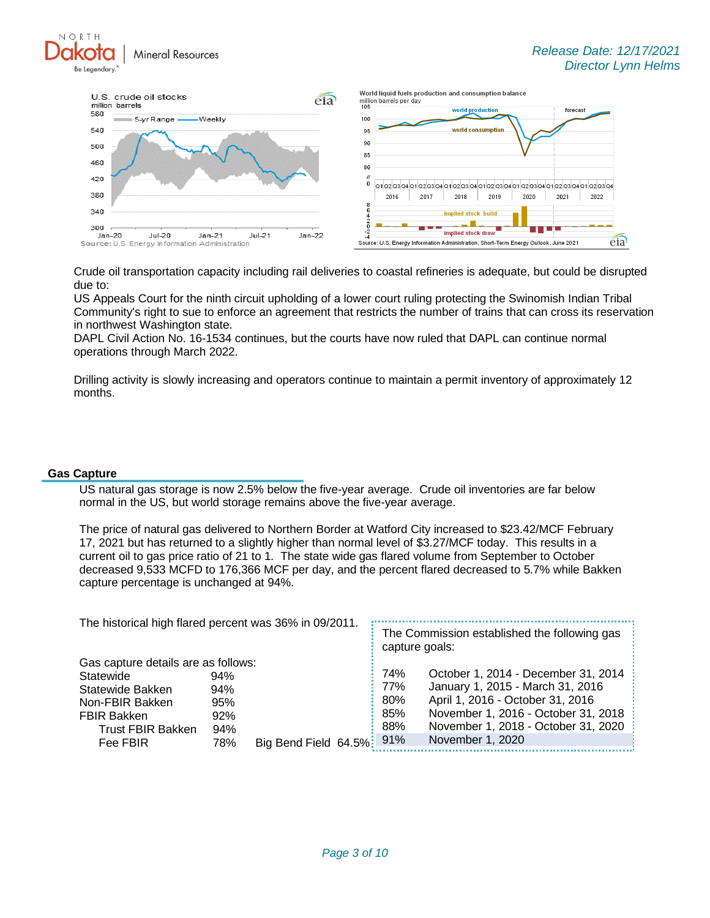Crude oil transportation capacity including rail deliveries to coastal refineries is adequate, but could be disrupted due to:

US Appeals Court for the ninth circuit upholding of a lower court ruling protecting the Swinomish Indian Tribal Community's right to sue to enforce an agreement that restricts the number of trains that can cross its reservation in northwest Washington state.

DAPL Civil Action No. 16-1534 continues, but the courts have now ruled that DAPL can continue normal operations through March 2022.

Drilling activity is slowly increasing and operators continue to maintain a permit inventory of approximately 12 months.

## Gas Capture

US natural gas storage is now 2.5% below the five-year average. Crude oil inventories are far below normal in the US, but world storage remains above the five-year average.

The price of natural gas delivered to Northern Border at Watford City increased to $23.42/MCF February 17, 2021 but has returned to a slightly higher than normal level of $3.27/MCF today. This results in a current oil to gas price ratio of 21 to 1. The state wide gas flared volume from September to October decreased 9,533 MCFD to 176,366 MCF per day, and the percent flared decreased to 5.7% while Bakken capture percentage is unchanged at 94%.

The historical high flared percent was 36% in 09/2011.

Gas capture details are as follows:

| | |
|---|---|
| Statewide | 94% |
| Statewide Bakken | 94% |
| Non-FBIR Bakken | 95% |
| FBIR Bakken | 92% |
| Trust FBIR Bakken | 94% |
| Fee FBIR | 78% |
| Big Bend Field | 64.5% |

The Commission established the following gas capture goals:

| | |
|---|---|
| 74% | October 1, 2014 - December 31, 2014 |
| 77% | January 1, 2015 - March 31, 2016 |
| 80% | April 1, 2016 - October 31, 2016 |
| 85% | November 1, 2016 - October 31, 2018 |
| 88% | November 1, 2018 - October 31, 2020 |
| 91% | November 1, 2020 |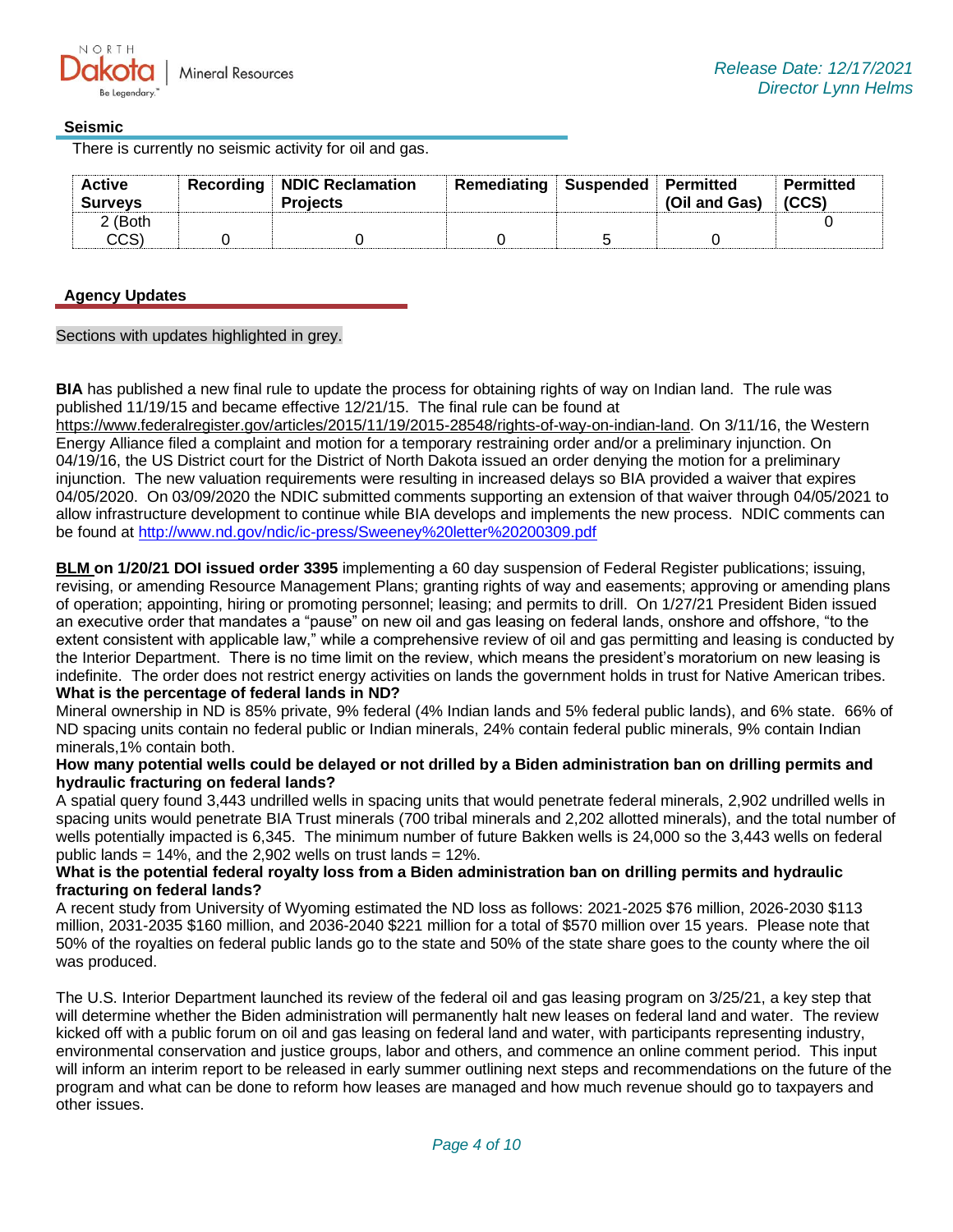## Seismic

There is currently no seismic activity for oil and gas.

| Active Surveys | Recording | NDIC Reclamation Projects | Remediating | Suspended | Permitted (Oil and Gas) | Permitted (CCS) |
|---|---|---|---|---|---|---|
| 2 (Both CCS) | 0 | 0 | 0 | 5 | 0 | 0 |

## Agency Updates

Sections with updates highlighted in grey.

**BIA** has published a new final rule to update the process for obtaining rights of way on Indian land. The rule was published 11/19/15 and became effective 12/21/15. The final rule can be found at https://www.federalregister.gov/articles/2015/11/19/2015-28548/rights-of-way-on-indian-land. On 3/11/16, the Western Energy Alliance filed a complaint and motion for a temporary restraining order and/or a preliminary injunction. On 04/19/16, the US District court for the District of North Dakota issued an order denying the motion for a preliminary injunction. The new valuation requirements were resulting in increased delays so BIA provided a waiver that expires 04/05/2020. On 03/09/2020 the NDIC submitted comments supporting an extension of that waiver through 04/05/2021 to allow infrastructure development to continue while BIA develops and implements the new process. NDIC comments can be found at http://www.nd.gov/ndic/ic-press/Sweeney%20letter%20200309.pdf

**BLM on 1/20/21 DOI issued order 3395** implementing a 60 day suspension of Federal Register publications; issuing, revising, or amending Resource Management Plans; granting rights of way and easements; approving or amending plans of operation; appointing, hiring or promoting personnel; leasing; and permits to drill. On 1/27/21 President Biden issued an executive order that mandates a "pause" on new oil and gas leasing on federal lands, onshore and offshore, "to the extent consistent with applicable law," while a comprehensive review of oil and gas permitting and leasing is conducted by the Interior Department. There is no time limit on the review, which means the president's moratorium on new leasing is indefinite. The order does not restrict energy activities on lands the government holds in trust for Native American tribes.

**What is the percentage of federal lands in ND?**

Mineral ownership in ND is 85% private, 9% federal (4% Indian lands and 5% federal public lands), and 6% state. 66% of ND spacing units contain no federal public or Indian minerals, 24% contain federal public minerals, 9% contain Indian minerals,1% contain both.

**How many potential wells could be delayed or not drilled by a Biden administration ban on drilling permits and hydraulic fracturing on federal lands?**

A spatial query found 3,443 undrilled wells in spacing units that would penetrate federal minerals, 2,902 undrilled wells in spacing units would penetrate BIA Trust minerals (700 tribal minerals and 2,202 allotted minerals), and the total number of wells potentially impacted is 6,345. The minimum number of future Bakken wells is 24,000 so the 3,443 wells on federal public lands = 14%, and the 2,902 wells on trust lands = 12%.

**What is the potential federal royalty loss from a Biden administration ban on drilling permits and hydraulic fracturing on federal lands?**

A recent study from University of Wyoming estimated the ND loss as follows: 2021-2025 $76 million, 2026-2030 $113 million, 2031-2035 $160 million, and 2036-2040 $221 million for a total of $570 million over 15 years. Please note that 50% of the royalties on federal public lands go to the state and 50% of the state share goes to the county where the oil was produced.

The U.S. Interior Department launched its review of the federal oil and gas leasing program on 3/25/21, a key step that will determine whether the Biden administration will permanently halt new leases on federal land and water. The review kicked off with a public forum on oil and gas leasing on federal land and water, with participants representing industry, environmental conservation and justice groups, labor and others, and commence an online comment period. This input will inform an interim report to be released in early summer outlining next steps and recommendations on the future of the program and what can be done to reform how leases are managed and how much revenue should go to taxpayers and other issues.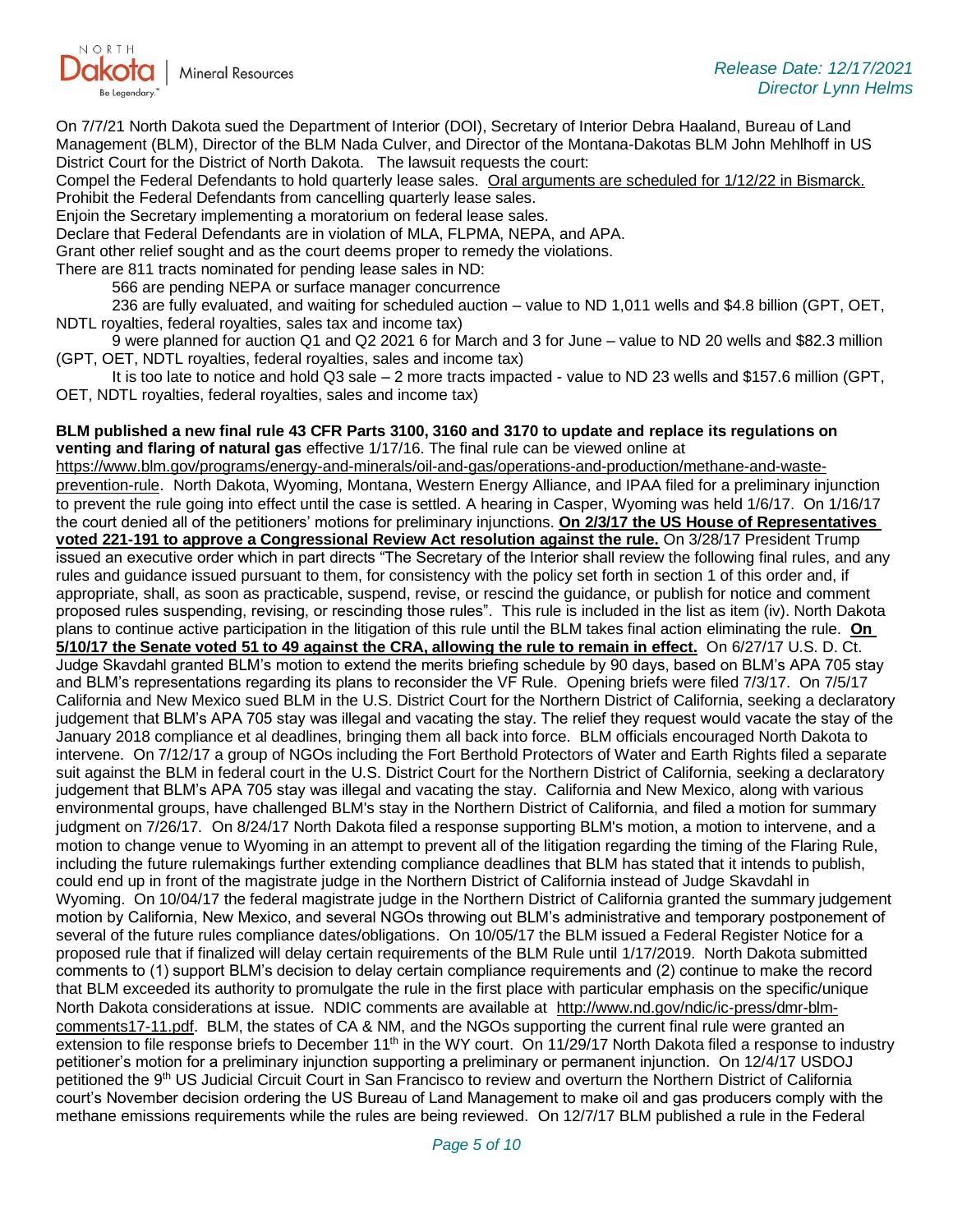On 7/7/21 North Dakota sued the Department of Interior (DOI), Secretary of Interior Debra Haaland, Bureau of Land Management (BLM), Director of the BLM Nada Culver, and Director of the Montana-Dakotas BLM John Mehlhoff in US District Court for the District of North Dakota. The lawsuit requests the court:

Compel the Federal Defendants to hold quarterly lease sales. <u>Oral arguments are scheduled for 1/12/22 in Bismarck.</u>
Prohibit the Federal Defendants from cancelling quarterly lease sales.
Enjoin the Secretary implementing a moratorium on federal lease sales.
Declare that Federal Defendants are in violation of MLA, FLPMA, NEPA, and APA.
Grant other relief sought and as the court deems proper to remedy the violations.
There are 811 tracts nominated for pending lease sales in ND:

- 566 are pending NEPA or surface manager concurrence
- 236 are fully evaluated, and waiting for scheduled auction – value to ND 1,011 wells and $4.8 billion (GPT, OET, NDTL royalties, federal royalties, sales tax and income tax)
- 9 were planned for auction Q1 and Q2 2021 6 for March and 3 for June – value to ND 20 wells and $82.3 million (GPT, OET, NDTL royalties, federal royalties, sales and income tax)
- It is too late to notice and hold Q3 sale – 2 more tracts impacted - value to ND 23 wells and $157.6 million (GPT, OET, NDTL royalties, federal royalties, sales and income tax)

**BLM published a new final rule 43 CFR Parts 3100, 3160 and 3170 to update and replace its regulations on venting and flaring of natural gas** effective 1/17/16. The final rule can be viewed online at https://www.blm.gov/programs/energy-and-minerals/oil-and-gas/operations-and-production/methane-and-waste-prevention-rule. North Dakota, Wyoming, Montana, Western Energy Alliance, and IPAA filed for a preliminary injunction to prevent the rule going into effect until the case is settled. A hearing in Casper, Wyoming was held 1/6/17. On 1/16/17 the court denied all of the petitioners' motions for preliminary injunctions. **<u>On 2/3/17 the US House of Representatives voted 221-191 to approve a Congressional Review Act resolution against the rule.</u>** On 3/28/17 President Trump issued an executive order which in part directs "The Secretary of the Interior shall review the following final rules, and any rules and guidance issued pursuant to them, for consistency with the policy set forth in section 1 of this order and, if appropriate, shall, as soon as practicable, suspend, revise, or rescind the guidance, or publish for notice and comment proposed rules suspending, revising, or rescinding those rules". This rule is included in the list as item (iv). North Dakota plans to continue active participation in the litigation of this rule until the BLM takes final action eliminating the rule. **<u>On 5/10/17 the Senate voted 51 to 49 against the CRA, allowing the rule to remain in effect.</u>** On 6/27/17 U.S. D. Ct. Judge Skavdahl granted BLM's motion to extend the merits briefing schedule by 90 days, based on BLM's APA 705 stay and BLM's representations regarding its plans to reconsider the VF Rule. Opening briefs were filed 7/3/17. On 7/5/17 California and New Mexico sued BLM in the U.S. District Court for the Northern District of California, seeking a declaratory judgement that BLM's APA 705 stay was illegal and vacating the stay. The relief they request would vacate the stay of the January 2018 compliance et al deadlines, bringing them all back into force. BLM officials encouraged North Dakota to intervene. On 7/12/17 a group of NGOs including the Fort Berthold Protectors of Water and Earth Rights filed a separate suit against the BLM in federal court in the U.S. District Court for the Northern District of California, seeking a declaratory judgement that BLM's APA 705 stay was illegal and vacating the stay. California and New Mexico, along with various environmental groups, have challenged BLM's stay in the Northern District of California, and filed a motion for summary judgment on 7/26/17. On 8/24/17 North Dakota filed a response supporting BLM's motion, a motion to intervene, and a motion to change venue to Wyoming in an attempt to prevent all of the litigation regarding the timing of the Flaring Rule, including the future rulemakings further extending compliance deadlines that BLM has stated that it intends to publish, could end up in front of the magistrate judge in the Northern District of California instead of Judge Skavdahl in Wyoming. On 10/04/17 the federal magistrate judge in the Northern District of California granted the summary judgement motion by California, New Mexico, and several NGOs throwing out BLM's administrative and temporary postponement of several of the future rules compliance dates/obligations. On 10/05/17 the BLM issued a Federal Register Notice for a proposed rule that if finalized will delay certain requirements of the BLM Rule until 1/17/2019. North Dakota submitted comments to (1) support BLM's decision to delay certain compliance requirements and (2) continue to make the record that BLM exceeded its authority to promulgate the rule in the first place with particular emphasis on the specific/unique North Dakota considerations at issue. NDIC comments are available at http://www.nd.gov/ndic/ic-press/dmr-blm-comments17-11.pdf. BLM, the states of CA & NM, and the NGOs supporting the current final rule were granted an extension to file response briefs to December 11th in the WY court. On 11/29/17 North Dakota filed a response to industry petitioner's motion for a preliminary injunction supporting a preliminary or permanent injunction. On 12/4/17 USDOJ petitioned the 9th US Judicial Circuit Court in San Francisco to review and overturn the Northern District of California court's November decision ordering the US Bureau of Land Management to make oil and gas producers comply with the methane emissions requirements while the rules are being reviewed. On 12/7/17 BLM published a rule in the Federal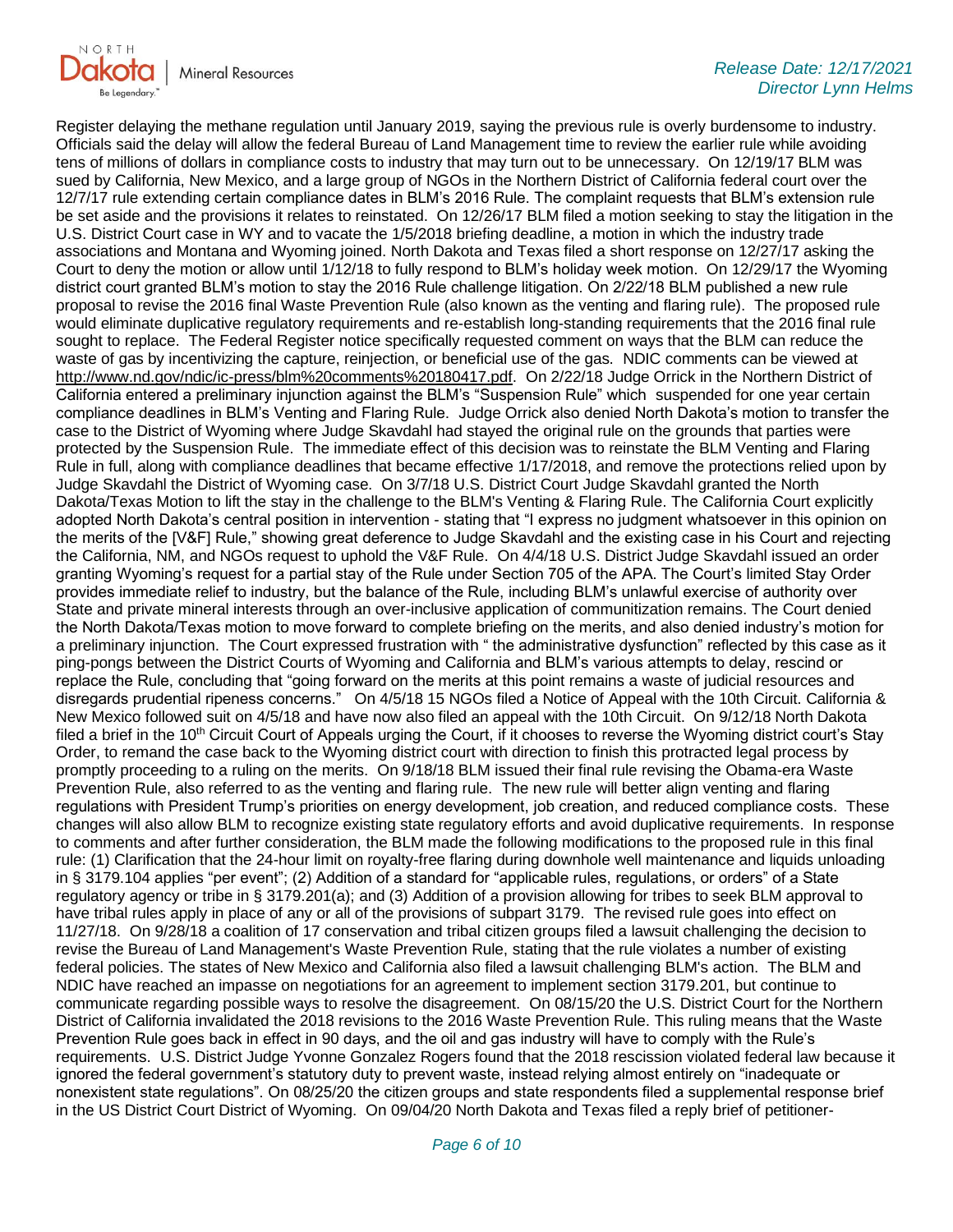Register delaying the methane regulation until January 2019, saying the previous rule is overly burdensome to industry. Officials said the delay will allow the federal Bureau of Land Management time to review the earlier rule while avoiding tens of millions of dollars in compliance costs to industry that may turn out to be unnecessary. On 12/19/17 BLM was sued by California, New Mexico, and a large group of NGOs in the Northern District of California federal court over the 12/7/17 rule extending certain compliance dates in BLM's 2016 Rule. The complaint requests that BLM's extension rule be set aside and the provisions it relates to reinstated. On 12/26/17 BLM filed a motion seeking to stay the litigation in the U.S. District Court case in WY and to vacate the 1/5/2018 briefing deadline, a motion in which the industry trade associations and Montana and Wyoming joined. North Dakota and Texas filed a short response on 12/27/17 asking the Court to deny the motion or allow until 1/12/18 to fully respond to BLM's holiday week motion. On 12/29/17 the Wyoming district court granted BLM's motion to stay the 2016 Rule challenge litigation. On 2/22/18 BLM published a new rule proposal to revise the 2016 final Waste Prevention Rule (also known as the venting and flaring rule). The proposed rule would eliminate duplicative regulatory requirements and re-establish long-standing requirements that the 2016 final rule sought to replace. The Federal Register notice specifically requested comment on ways that the BLM can reduce the waste of gas by incentivizing the capture, reinjection, or beneficial use of the gas. NDIC comments can be viewed at http://www.nd.gov/ndic/ic-press/blm%20comments%20180417.pdf. On 2/22/18 Judge Orrick in the Northern District of California entered a preliminary injunction against the BLM's "Suspension Rule" which suspended for one year certain compliance deadlines in BLM's Venting and Flaring Rule. Judge Orrick also denied North Dakota's motion to transfer the case to the District of Wyoming where Judge Skavdahl had stayed the original rule on the grounds that parties were protected by the Suspension Rule. The immediate effect of this decision was to reinstate the BLM Venting and Flaring Rule in full, along with compliance deadlines that became effective 1/17/2018, and remove the protections relied upon by Judge Skavdahl the District of Wyoming case. On 3/7/18 U.S. District Court Judge Skavdahl granted the North Dakota/Texas Motion to lift the stay in the challenge to the BLM's Venting & Flaring Rule. The California Court explicitly adopted North Dakota's central position in intervention - stating that "I express no judgment whatsoever in this opinion on the merits of the [V&F] Rule," showing great deference to Judge Skavdahl and the existing case in his Court and rejecting the California, NM, and NGOs request to uphold the V&F Rule. On 4/4/18 U.S. District Judge Skavdahl issued an order granting Wyoming's request for a partial stay of the Rule under Section 705 of the APA. The Court's limited Stay Order provides immediate relief to industry, but the balance of the Rule, including BLM's unlawful exercise of authority over State and private mineral interests through an over-inclusive application of communitization remains. The Court denied the North Dakota/Texas motion to move forward to complete briefing on the merits, and also denied industry's motion for a preliminary injunction. The Court expressed frustration with " the administrative dysfunction" reflected by this case as it ping-pongs between the District Courts of Wyoming and California and BLM's various attempts to delay, rescind or replace the Rule, concluding that "going forward on the merits at this point remains a waste of judicial resources and disregards prudential ripeness concerns." On 4/5/18 15 NGOs filed a Notice of Appeal with the 10th Circuit. California & New Mexico followed suit on 4/5/18 and have now also filed an appeal with the 10th Circuit. On 9/12/18 North Dakota filed a brief in the 10th Circuit Court of Appeals urging the Court, if it chooses to reverse the Wyoming district court's Stay Order, to remand the case back to the Wyoming district court with direction to finish this protracted legal process by promptly proceeding to a ruling on the merits. On 9/18/18 BLM issued their final rule revising the Obama-era Waste Prevention Rule, also referred to as the venting and flaring rule. The new rule will better align venting and flaring regulations with President Trump's priorities on energy development, job creation, and reduced compliance costs. These changes will also allow BLM to recognize existing state regulatory efforts and avoid duplicative requirements. In response to comments and after further consideration, the BLM made the following modifications to the proposed rule in this final rule: (1) Clarification that the 24-hour limit on royalty-free flaring during downhole well maintenance and liquids unloading in § 3179.104 applies "per event"; (2) Addition of a standard for "applicable rules, regulations, or orders" of a State regulatory agency or tribe in § 3179.201(a); and (3) Addition of a provision allowing for tribes to seek BLM approval to have tribal rules apply in place of any or all of the provisions of subpart 3179. The revised rule goes into effect on 11/27/18. On 9/28/18 a coalition of 17 conservation and tribal citizen groups filed a lawsuit challenging the decision to revise the Bureau of Land Management's Waste Prevention Rule, stating that the rule violates a number of existing federal policies. The states of New Mexico and California also filed a lawsuit challenging BLM's action. The BLM and NDIC have reached an impasse on negotiations for an agreement to implement section 3179.201, but continue to communicate regarding possible ways to resolve the disagreement. On 08/15/20 the U.S. District Court for the Northern District of California invalidated the 2018 revisions to the 2016 Waste Prevention Rule. This ruling means that the Waste Prevention Rule goes back in effect in 90 days, and the oil and gas industry will have to comply with the Rule's requirements. U.S. District Judge Yvonne Gonzalez Rogers found that the 2018 rescission violated federal law because it ignored the federal government's statutory duty to prevent waste, instead relying almost entirely on "inadequate or nonexistent state regulations". On 08/25/20 the citizen groups and state respondents filed a supplemental response brief in the US District Court District of Wyoming. On 09/04/20 North Dakota and Texas filed a reply brief of petitioner-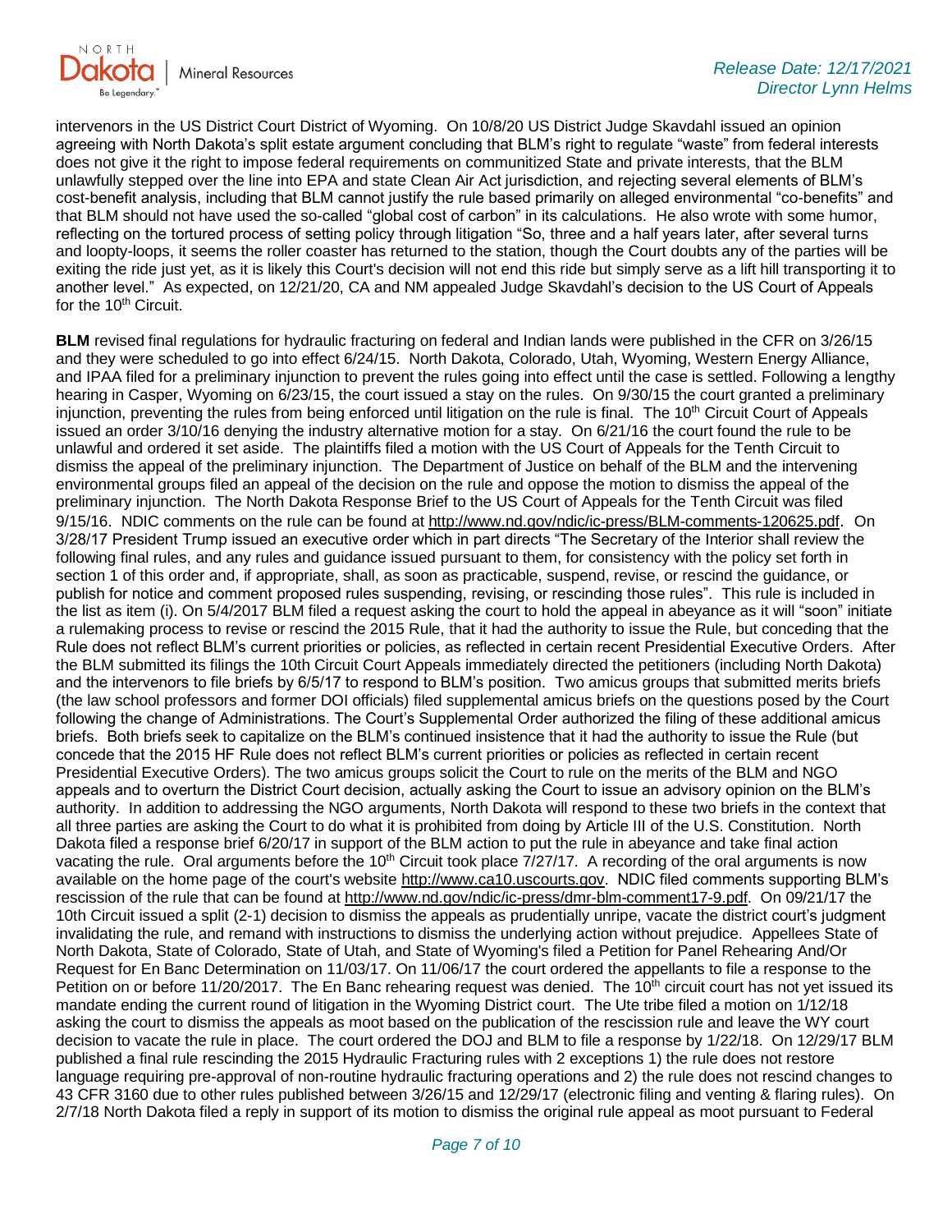intervenors in the US District Court District of Wyoming. On 10/8/20 US District Judge Skavdahl issued an opinion agreeing with North Dakota's split estate argument concluding that BLM's right to regulate "waste" from federal interests does not give it the right to impose federal requirements on communitized State and private interests, that the BLM unlawfully stepped over the line into EPA and state Clean Air Act jurisdiction, and rejecting several elements of BLM's cost-benefit analysis, including that BLM cannot justify the rule based primarily on alleged environmental "co-benefits" and that BLM should not have used the so-called "global cost of carbon" in its calculations. He also wrote with some humor, reflecting on the tortured process of setting policy through litigation "So, three and a half years later, after several turns and loopty-loops, it seems the roller coaster has returned to the station, though the Court doubts any of the parties will be exiting the ride just yet, as it is likely this Court's decision will not end this ride but simply serve as a lift hill transporting it to another level." As expected, on 12/21/20, CA and NM appealed Judge Skavdahl's decision to the US Court of Appeals for the 10th Circuit.

**BLM** revised final regulations for hydraulic fracturing on federal and Indian lands were published in the CFR on 3/26/15 and they were scheduled to go into effect 6/24/15. North Dakota, Colorado, Utah, Wyoming, Western Energy Alliance, and IPAA filed for a preliminary injunction to prevent the rules going into effect until the case is settled. Following a lengthy hearing in Casper, Wyoming on 6/23/15, the court issued a stay on the rules. On 9/30/15 the court granted a preliminary injunction, preventing the rules from being enforced until litigation on the rule is final. The 10th Circuit Court of Appeals issued an order 3/10/16 denying the industry alternative motion for a stay. On 6/21/16 the court found the rule to be unlawful and ordered it set aside. The plaintiffs filed a motion with the US Court of Appeals for the Tenth Circuit to dismiss the appeal of the preliminary injunction. The Department of Justice on behalf of the BLM and the intervening environmental groups filed an appeal of the decision on the rule and oppose the motion to dismiss the appeal of the preliminary injunction. The North Dakota Response Brief to the US Court of Appeals for the Tenth Circuit was filed 9/15/16. NDIC comments on the rule can be found at http://www.nd.gov/ndic/ic-press/BLM-comments-120625.pdf. On 3/28/17 President Trump issued an executive order which in part directs "The Secretary of the Interior shall review the following final rules, and any rules and guidance issued pursuant to them, for consistency with the policy set forth in section 1 of this order and, if appropriate, shall, as soon as practicable, suspend, revise, or rescind the guidance, or publish for notice and comment proposed rules suspending, revising, or rescinding those rules". This rule is included in the list as item (i). On 5/4/2017 BLM filed a request asking the court to hold the appeal in abeyance as it will "soon" initiate a rulemaking process to revise or rescind the 2015 Rule, that it had the authority to issue the Rule, but conceding that the Rule does not reflect BLM's current priorities or policies, as reflected in certain recent Presidential Executive Orders. After the BLM submitted its filings the 10th Circuit Court Appeals immediately directed the petitioners (including North Dakota) and the intervenors to file briefs by 6/5/17 to respond to BLM's position. Two amicus groups that submitted merits briefs (the law school professors and former DOI officials) filed supplemental amicus briefs on the questions posed by the Court following the change of Administrations. The Court's Supplemental Order authorized the filing of these additional amicus briefs. Both briefs seek to capitalize on the BLM's continued insistence that it had the authority to issue the Rule (but concede that the 2015 HF Rule does not reflect BLM's current priorities or policies as reflected in certain recent Presidential Executive Orders). The two amicus groups solicit the Court to rule on the merits of the BLM and NGO appeals and to overturn the District Court decision, actually asking the Court to issue an advisory opinion on the BLM's authority. In addition to addressing the NGO arguments, North Dakota will respond to these two briefs in the context that all three parties are asking the Court to do what it is prohibited from doing by Article III of the U.S. Constitution. North Dakota filed a response brief 6/20/17 in support of the BLM action to put the rule in abeyance and take final action vacating the rule. Oral arguments before the 10th Circuit took place 7/27/17. A recording of the oral arguments is now available on the home page of the court's website http://www.ca10.uscourts.gov. NDIC filed comments supporting BLM's rescission of the rule that can be found at http://www.nd.gov/ndic/ic-press/dmr-blm-comment17-9.pdf. On 09/21/17 the 10th Circuit issued a split (2-1) decision to dismiss the appeals as prudentially unripe, vacate the district court's judgment invalidating the rule, and remand with instructions to dismiss the underlying action without prejudice. Appellees State of North Dakota, State of Colorado, State of Utah, and State of Wyoming's filed a Petition for Panel Rehearing And/Or Request for En Banc Determination on 11/03/17. On 11/06/17 the court ordered the appellants to file a response to the Petition on or before 11/20/2017. The En Banc rehearing request was denied. The 10th circuit court has not yet issued its mandate ending the current round of litigation in the Wyoming District court. The Ute tribe filed a motion on 1/12/18 asking the court to dismiss the appeals as moot based on the publication of the rescission rule and leave the WY court decision to vacate the rule in place. The court ordered the DOJ and BLM to file a response by 1/22/18. On 12/29/17 BLM published a final rule rescinding the 2015 Hydraulic Fracturing rules with 2 exceptions 1) the rule does not restore language requiring pre-approval of non-routine hydraulic fracturing operations and 2) the rule does not rescind changes to 43 CFR 3160 due to other rules published between 3/26/15 and 12/29/17 (electronic filing and venting & flaring rules). On 2/7/18 North Dakota filed a reply in support of its motion to dismiss the original rule appeal as moot pursuant to Federal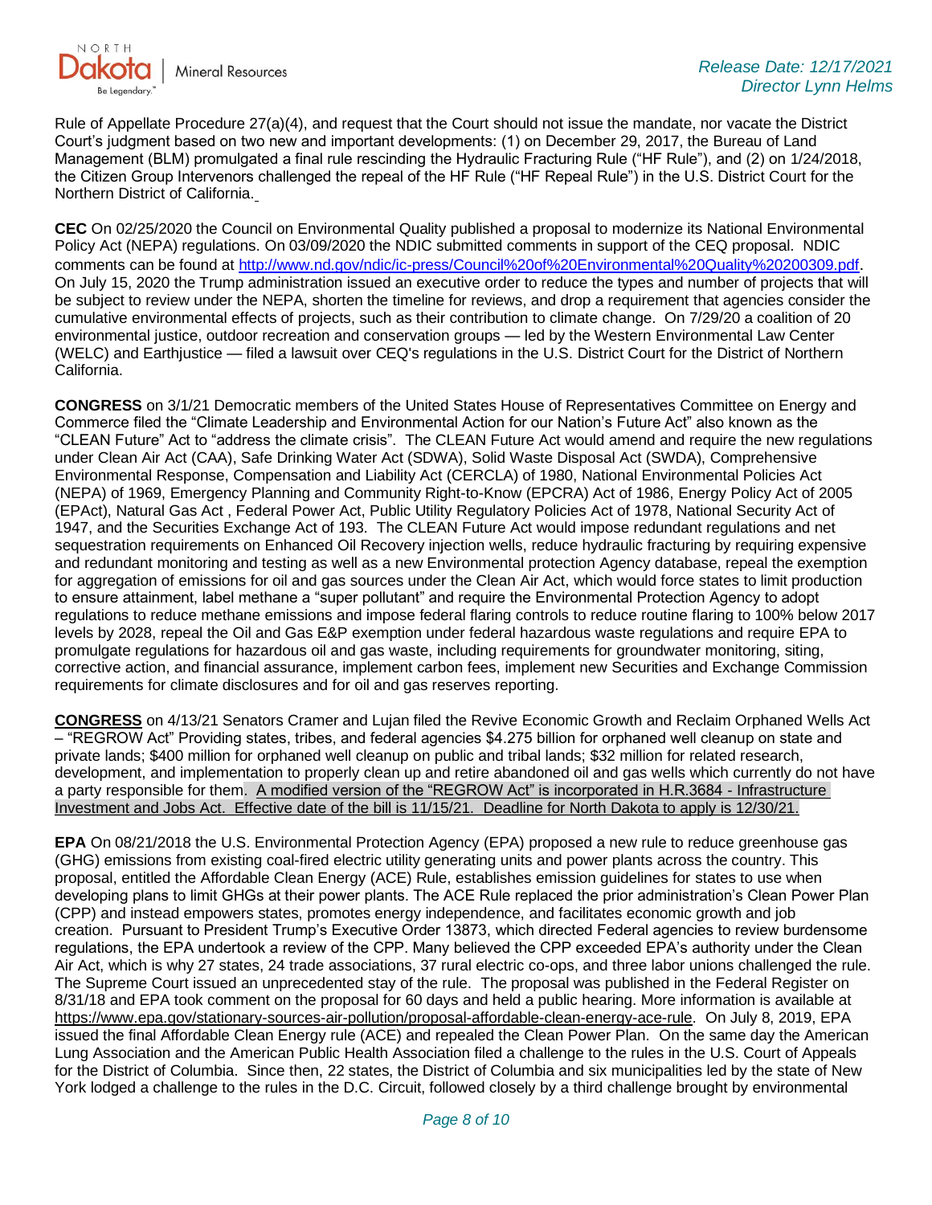Rule of Appellate Procedure 27(a)(4), and request that the Court should not issue the mandate, nor vacate the District Court's judgment based on two new and important developments: (1) on December 29, 2017, the Bureau of Land Management (BLM) promulgated a final rule rescinding the Hydraulic Fracturing Rule ("HF Rule"), and (2) on 1/24/2018, the Citizen Group Intervenors challenged the repeal of the HF Rule ("HF Repeal Rule") in the U.S. District Court for the Northern District of California.

**CEC** On 02/25/2020 the Council on Environmental Quality published a proposal to modernize its National Environmental Policy Act (NEPA) regulations. On 03/09/2020 the NDIC submitted comments in support of the CEQ proposal. NDIC comments can be found at http://www.nd.gov/ndic/ic-press/Council%20of%20Environmental%20Quality%20200309.pdf. On July 15, 2020 the Trump administration issued an executive order to reduce the types and number of projects that will be subject to review under the NEPA, shorten the timeline for reviews, and drop a requirement that agencies consider the cumulative environmental effects of projects, such as their contribution to climate change. On 7/29/20 a coalition of 20 environmental justice, outdoor recreation and conservation groups — led by the Western Environmental Law Center (WELC) and Earthjustice — filed a lawsuit over CEQ's regulations in the U.S. District Court for the District of Northern California.

**CONGRESS** on 3/1/21 Democratic members of the United States House of Representatives Committee on Energy and Commerce filed the "Climate Leadership and Environmental Action for our Nation's Future Act" also known as the "CLEAN Future" Act to "address the climate crisis". The CLEAN Future Act would amend and require the new regulations under Clean Air Act (CAA), Safe Drinking Water Act (SDWA), Solid Waste Disposal Act (SWDA), Comprehensive Environmental Response, Compensation and Liability Act (CERCLA) of 1980, National Environmental Policies Act (NEPA) of 1969, Emergency Planning and Community Right-to-Know (EPCRA) Act of 1986, Energy Policy Act of 2005 (EPAct), Natural Gas Act , Federal Power Act, Public Utility Regulatory Policies Act of 1978, National Security Act of 1947, and the Securities Exchange Act of 193. The CLEAN Future Act would impose redundant regulations and net sequestration requirements on Enhanced Oil Recovery injection wells, reduce hydraulic fracturing by requiring expensive and redundant monitoring and testing as well as a new Environmental protection Agency database, repeal the exemption for aggregation of emissions for oil and gas sources under the Clean Air Act, which would force states to limit production to ensure attainment, label methane a "super pollutant" and require the Environmental Protection Agency to adopt regulations to reduce methane emissions and impose federal flaring controls to reduce routine flaring to 100% below 2017 levels by 2028, repeal the Oil and Gas E&P exemption under federal hazardous waste regulations and require EPA to promulgate regulations for hazardous oil and gas waste, including requirements for groundwater monitoring, siting, corrective action, and financial assurance, implement carbon fees, implement new Securities and Exchange Commission requirements for climate disclosures and for oil and gas reserves reporting.

**CONGRESS** on 4/13/21 Senators Cramer and Lujan filed the Revive Economic Growth and Reclaim Orphaned Wells Act – "REGROW Act" Providing states, tribes, and federal agencies $4.275 billion for orphaned well cleanup on state and private lands; $400 million for orphaned well cleanup on public and tribal lands; $32 million for related research, development, and implementation to properly clean up and retire abandoned oil and gas wells which currently do not have a party responsible for them. A modified version of the "REGROW Act" is incorporated in H.R.3684 - Infrastructure Investment and Jobs Act. Effective date of the bill is 11/15/21. Deadline for North Dakota to apply is 12/30/21.

**EPA** On 08/21/2018 the U.S. Environmental Protection Agency (EPA) proposed a new rule to reduce greenhouse gas (GHG) emissions from existing coal-fired electric utility generating units and power plants across the country. This proposal, entitled the Affordable Clean Energy (ACE) Rule, establishes emission guidelines for states to use when developing plans to limit GHGs at their power plants. The ACE Rule replaced the prior administration's Clean Power Plan (CPP) and instead empowers states, promotes energy independence, and facilitates economic growth and job creation. Pursuant to President Trump's Executive Order 13873, which directed Federal agencies to review burdensome regulations, the EPA undertook a review of the CPP. Many believed the CPP exceeded EPA's authority under the Clean Air Act, which is why 27 states, 24 trade associations, 37 rural electric co-ops, and three labor unions challenged the rule. The Supreme Court issued an unprecedented stay of the rule. The proposal was published in the Federal Register on 8/31/18 and EPA took comment on the proposal for 60 days and held a public hearing. More information is available at https://www.epa.gov/stationary-sources-air-pollution/proposal-affordable-clean-energy-ace-rule. On July 8, 2019, EPA issued the final Affordable Clean Energy rule (ACE) and repealed the Clean Power Plan. On the same day the American Lung Association and the American Public Health Association filed a challenge to the rules in the U.S. Court of Appeals for the District of Columbia. Since then, 22 states, the District of Columbia and six municipalities led by the state of New York lodged a challenge to the rules in the D.C. Circuit, followed closely by a third challenge brought by environmental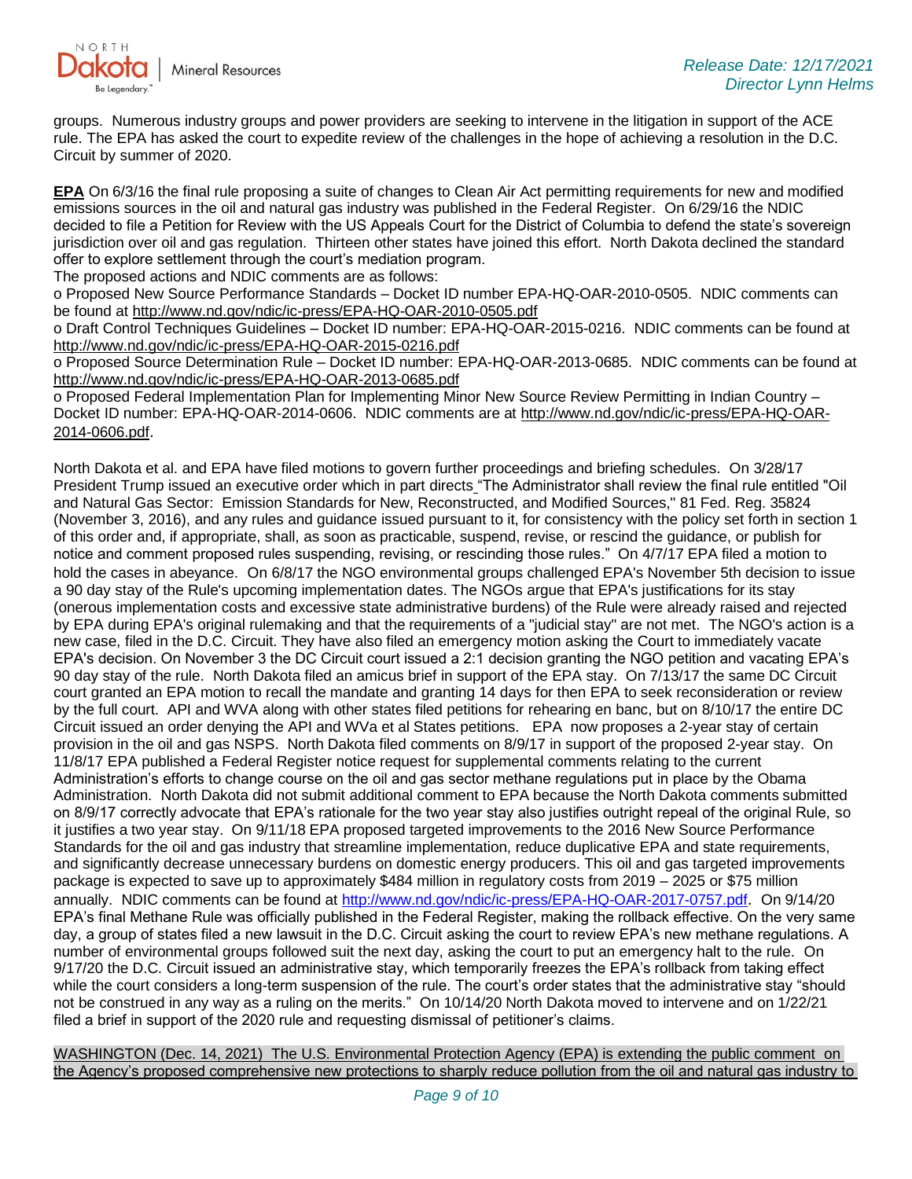groups. Numerous industry groups and power providers are seeking to intervene in the litigation in support of the ACE rule. The EPA has asked the court to expedite review of the challenges in the hope of achieving a resolution in the D.C. Circuit by summer of 2020.

**EPA** On 6/3/16 the final rule proposing a suite of changes to Clean Air Act permitting requirements for new and modified emissions sources in the oil and natural gas industry was published in the Federal Register. On 6/29/16 the NDIC decided to file a Petition for Review with the US Appeals Court for the District of Columbia to defend the state's sovereign jurisdiction over oil and gas regulation. Thirteen other states have joined this effort. North Dakota declined the standard offer to explore settlement through the court's mediation program.

The proposed actions and NDIC comments are as follows:

o Proposed New Source Performance Standards – Docket ID number EPA-HQ-OAR-2010-0505. NDIC comments can be found at http://www.nd.gov/ndic/ic-press/EPA-HQ-OAR-2010-0505.pdf

o Draft Control Techniques Guidelines – Docket ID number: EPA-HQ-OAR-2015-0216. NDIC comments can be found at http://www.nd.gov/ndic/ic-press/EPA-HQ-OAR-2015-0216.pdf

o Proposed Source Determination Rule – Docket ID number: EPA-HQ-OAR-2013-0685. NDIC comments can be found at http://www.nd.gov/ndic/ic-press/EPA-HQ-OAR-2013-0685.pdf

o Proposed Federal Implementation Plan for Implementing Minor New Source Review Permitting in Indian Country – Docket ID number: EPA-HQ-OAR-2014-0606. NDIC comments are at http://www.nd.gov/ndic/ic-press/EPA-HQ-OAR-2014-0606.pdf.

North Dakota et al. and EPA have filed motions to govern further proceedings and briefing schedules. On 3/28/17 President Trump issued an executive order which in part directs "The Administrator shall review the final rule entitled "Oil and Natural Gas Sector: Emission Standards for New, Reconstructed, and Modified Sources," 81 Fed. Reg. 35824 (November 3, 2016), and any rules and guidance issued pursuant to it, for consistency with the policy set forth in section 1 of this order and, if appropriate, shall, as soon as practicable, suspend, revise, or rescind the guidance, or publish for notice and comment proposed rules suspending, revising, or rescinding those rules." On 4/7/17 EPA filed a motion to hold the cases in abeyance. On 6/8/17 the NGO environmental groups challenged EPA's November 5th decision to issue a 90 day stay of the Rule's upcoming implementation dates. The NGOs argue that EPA's justifications for its stay (onerous implementation costs and excessive state administrative burdens) of the Rule were already raised and rejected by EPA during EPA's original rulemaking and that the requirements of a "judicial stay" are not met. The NGO's action is a new case, filed in the D.C. Circuit. They have also filed an emergency motion asking the Court to immediately vacate EPA's decision. On November 3 the DC Circuit court issued a 2:1 decision granting the NGO petition and vacating EPA's 90 day stay of the rule. North Dakota filed an amicus brief in support of the EPA stay. On 7/13/17 the same DC Circuit court granted an EPA motion to recall the mandate and granting 14 days for then EPA to seek reconsideration or review by the full court. API and WVA along with other states filed petitions for rehearing en banc, but on 8/10/17 the entire DC Circuit issued an order denying the API and WVa et al States petitions. EPA now proposes a 2-year stay of certain provision in the oil and gas NSPS. North Dakota filed comments on 8/9/17 in support of the proposed 2-year stay. On 11/8/17 EPA published a Federal Register notice request for supplemental comments relating to the current Administration's efforts to change course on the oil and gas sector methane regulations put in place by the Obama Administration. North Dakota did not submit additional comment to EPA because the North Dakota comments submitted on 8/9/17 correctly advocate that EPA's rationale for the two year stay also justifies outright repeal of the original Rule, so it justifies a two year stay. On 9/11/18 EPA proposed targeted improvements to the 2016 New Source Performance Standards for the oil and gas industry that streamline implementation, reduce duplicative EPA and state requirements, and significantly decrease unnecessary burdens on domestic energy producers. This oil and gas targeted improvements package is expected to save up to approximately $484 million in regulatory costs from 2019 – 2025 or $75 million annually. NDIC comments can be found at http://www.nd.gov/ndic/ic-press/EPA-HQ-OAR-2017-0757.pdf. On 9/14/20 EPA's final Methane Rule was officially published in the Federal Register, making the rollback effective. On the very same day, a group of states filed a new lawsuit in the D.C. Circuit asking the court to review EPA's new methane regulations. A number of environmental groups followed suit the next day, asking the court to put an emergency halt to the rule. On 9/17/20 the D.C. Circuit issued an administrative stay, which temporarily freezes the EPA's rollback from taking effect while the court considers a long-term suspension of the rule. The court's order states that the administrative stay "should not be construed in any way as a ruling on the merits." On 10/14/20 North Dakota moved to intervene and on 1/22/21 filed a brief in support of the 2020 rule and requesting dismissal of petitioner's claims.

WASHINGTON (Dec. 14, 2021) The U.S. Environmental Protection Agency (EPA) is extending the public comment on the Agency's proposed comprehensive new protections to sharply reduce pollution from the oil and natural gas industry to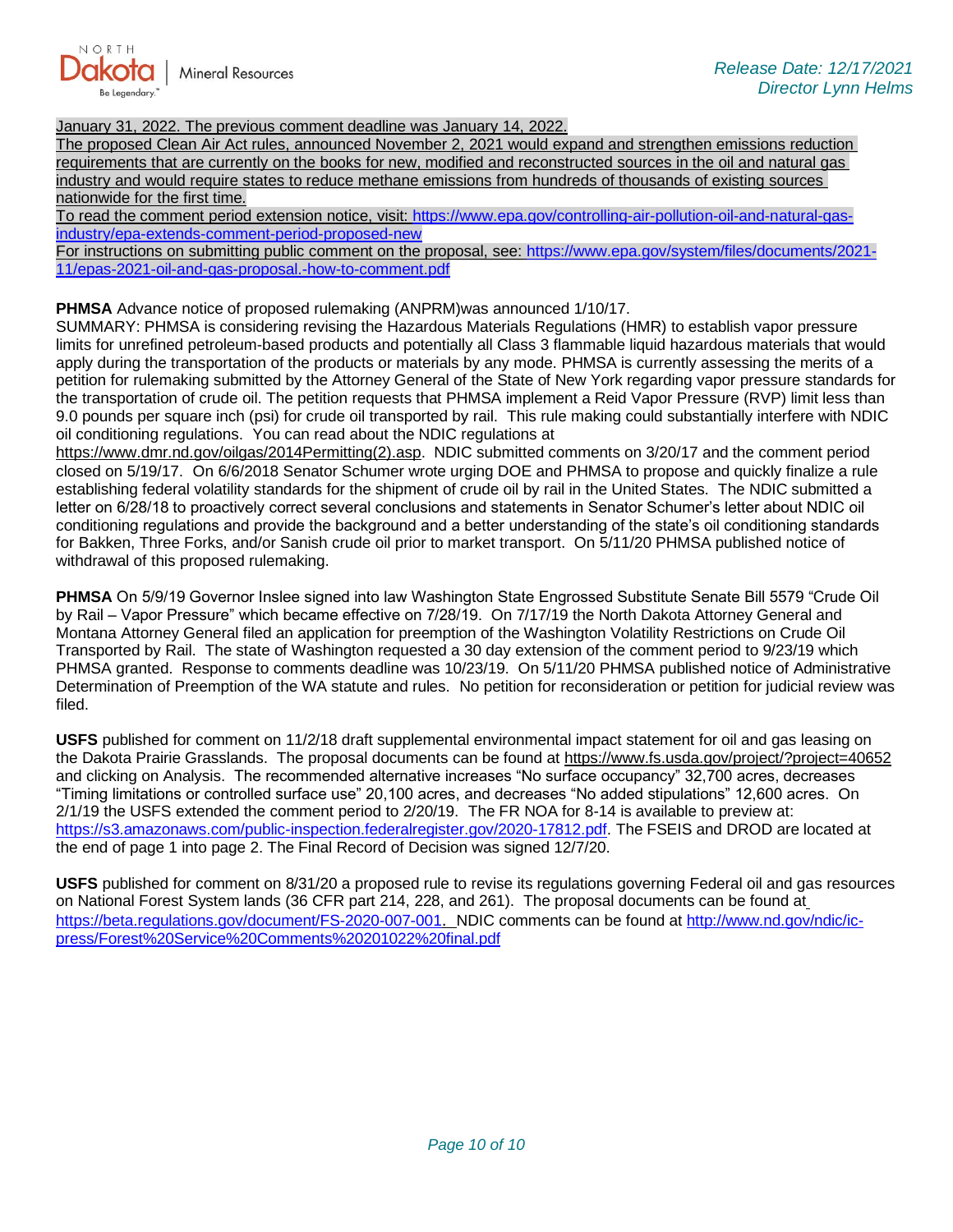January 31, 2022. The previous comment deadline was January 14, 2022.
The proposed Clean Air Act rules, announced November 2, 2021 would expand and strengthen emissions reduction requirements that are currently on the books for new, modified and reconstructed sources in the oil and natural gas industry and would require states to reduce methane emissions from hundreds of thousands of existing sources nationwide for the first time.
To read the comment period extension notice, visit: https://www.epa.gov/controlling-air-pollution-oil-and-natural-gas-industry/epa-extends-comment-period-proposed-new
For instructions on submitting public comment on the proposal, see: https://www.epa.gov/system/files/documents/2021-11/epas-2021-oil-and-gas-proposal.-how-to-comment.pdf

**PHMSA** Advance notice of proposed rulemaking (ANPRM)was announced 1/10/17.
SUMMARY: PHMSA is considering revising the Hazardous Materials Regulations (HMR) to establish vapor pressure limits for unrefined petroleum-based products and potentially all Class 3 flammable liquid hazardous materials that would apply during the transportation of the products or materials by any mode. PHMSA is currently assessing the merits of a petition for rulemaking submitted by the Attorney General of the State of New York regarding vapor pressure standards for the transportation of crude oil. The petition requests that PHMSA implement a Reid Vapor Pressure (RVP) limit less than 9.0 pounds per square inch (psi) for crude oil transported by rail. This rule making could substantially interfere with NDIC oil conditioning regulations. You can read about the NDIC regulations at https://www.dmr.nd.gov/oilgas/2014Permitting(2).asp. NDIC submitted comments on 3/20/17 and the comment period closed on 5/19/17. On 6/6/2018 Senator Schumer wrote urging DOE and PHMSA to propose and quickly finalize a rule establishing federal volatility standards for the shipment of crude oil by rail in the United States. The NDIC submitted a letter on 6/28/18 to proactively correct several conclusions and statements in Senator Schumer's letter about NDIC oil conditioning regulations and provide the background and a better understanding of the state's oil conditioning standards for Bakken, Three Forks, and/or Sanish crude oil prior to market transport. On 5/11/20 PHMSA published notice of withdrawal of this proposed rulemaking.

**PHMSA** On 5/9/19 Governor Inslee signed into law Washington State Engrossed Substitute Senate Bill 5579 "Crude Oil by Rail – Vapor Pressure" which became effective on 7/28/19. On 7/17/19 the North Dakota Attorney General and Montana Attorney General filed an application for preemption of the Washington Volatility Restrictions on Crude Oil Transported by Rail. The state of Washington requested a 30 day extension of the comment period to 9/23/19 which PHMSA granted. Response to comments deadline was 10/23/19. On 5/11/20 PHMSA published notice of Administrative Determination of Preemption of the WA statute and rules. No petition for reconsideration or petition for judicial review was filed.

**USFS** published for comment on 11/2/18 draft supplemental environmental impact statement for oil and gas leasing on the Dakota Prairie Grasslands. The proposal documents can be found at https://www.fs.usda.gov/project/?project=40652 and clicking on Analysis. The recommended alternative increases "No surface occupancy" 32,700 acres, decreases "Timing limitations or controlled surface use" 20,100 acres, and decreases "No added stipulations" 12,600 acres. On 2/1/19 the USFS extended the comment period to 2/20/19. The FR NOA for 8-14 is available to preview at: https://s3.amazonaws.com/public-inspection.federalregister.gov/2020-17812.pdf. The FSEIS and DROD are located at the end of page 1 into page 2. The Final Record of Decision was signed 12/7/20.

**USFS** published for comment on 8/31/20 a proposed rule to revise its regulations governing Federal oil and gas resources on National Forest System lands (36 CFR part 214, 228, and 261). The proposal documents can be found at https://beta.regulations.gov/document/FS-2020-007-001. NDIC comments can be found at http://www.nd.gov/ndic/ic-press/Forest%20Service%20Comments%20201022%20final.pdf